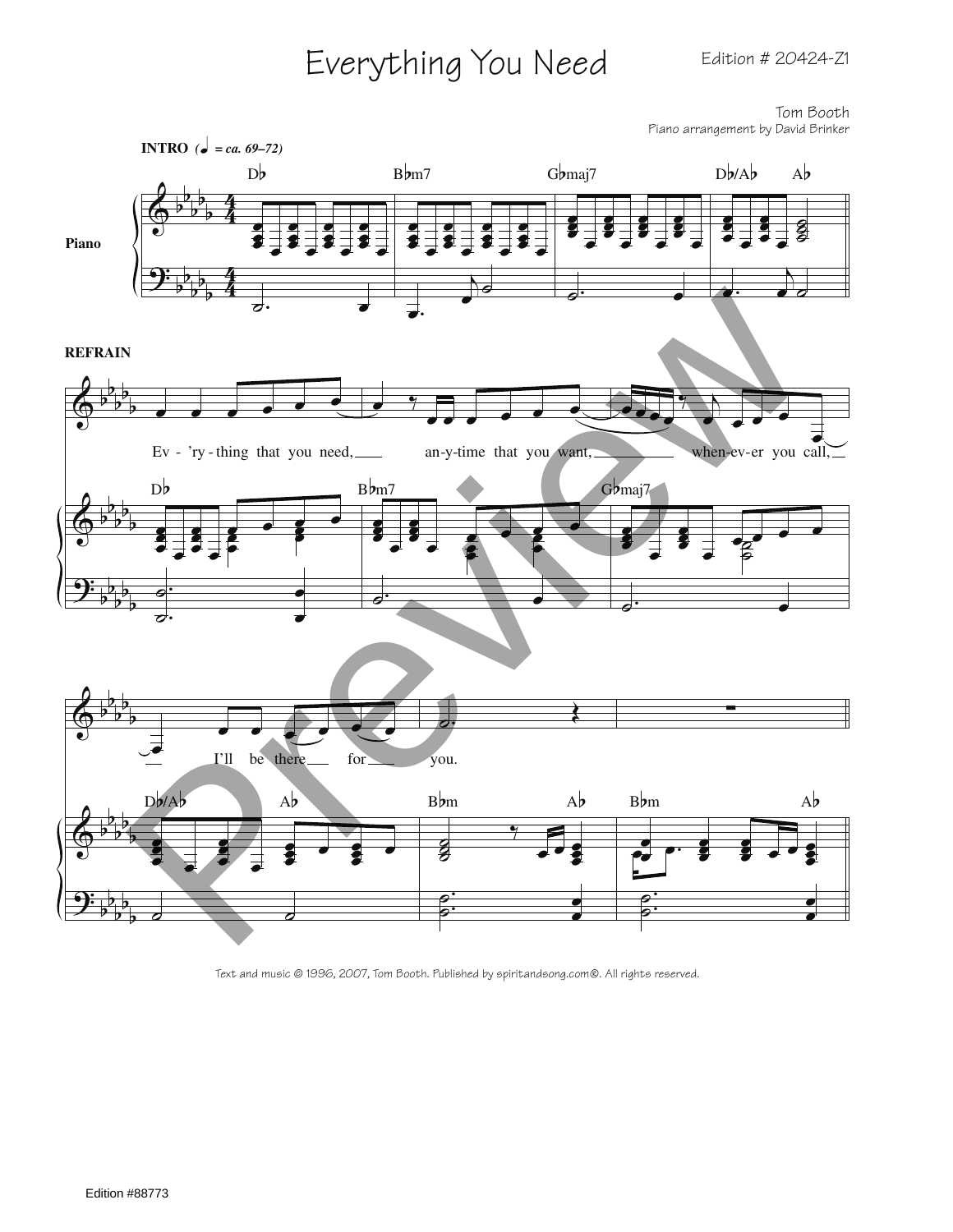# Everything You Need

Edition # 20424-Z1

Tom Booth
Piano arrangement by David Brinker

**INTRO** (♩ = ca. 69–72)

Piano

D♭ B♭m7 G♭maj7 D♭/A♭ A♭

**REFRAIN**

Ev - 'ry - thing that you need, an-y-time that you want, when-ev-er you call, I'll be there for you.

D♭ B♭m7 G♭maj7 D♭/A♭ A♭ B♭m A♭ B♭m A♭

Text and music © 1996, 2007, Tom Booth. Published by spiritandsong.com®. All rights reserved.

Edition #88773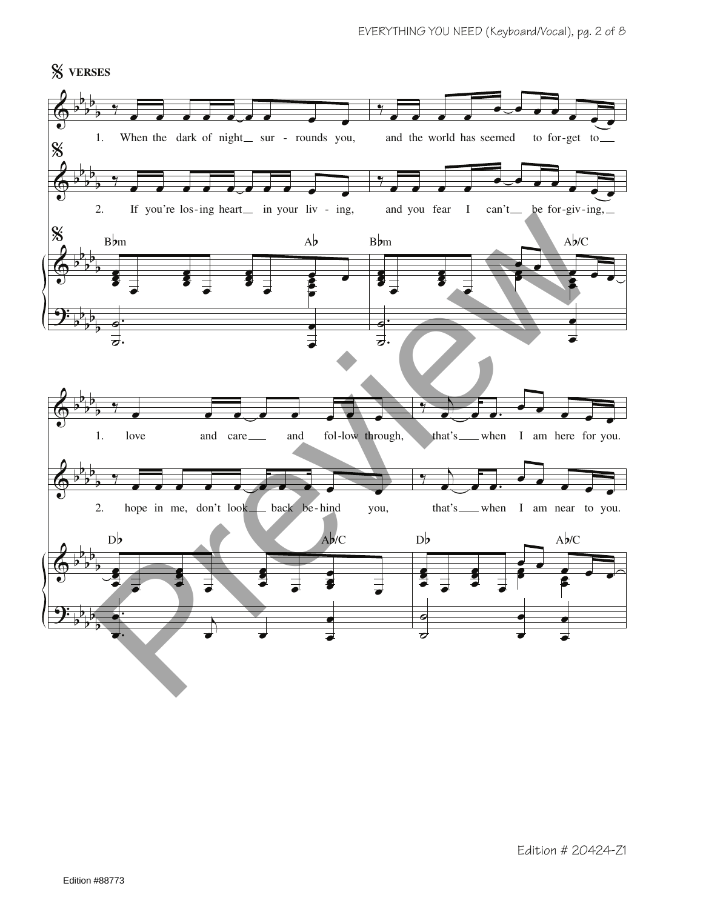## VERSES

1. When the dark of night surrounds you, and the world has seemed to forget to love and care and follow through, that's when I am here for you.

2. If you're losing heart in your living, and you fear I can't be forgiving, hope in me, don't look back behind you, that's when I am near to you.

B♭m A♭ B♭m A♭/C D♭ A♭/C D♭ A♭/C

Edition # 20424-Z1

Edition #88773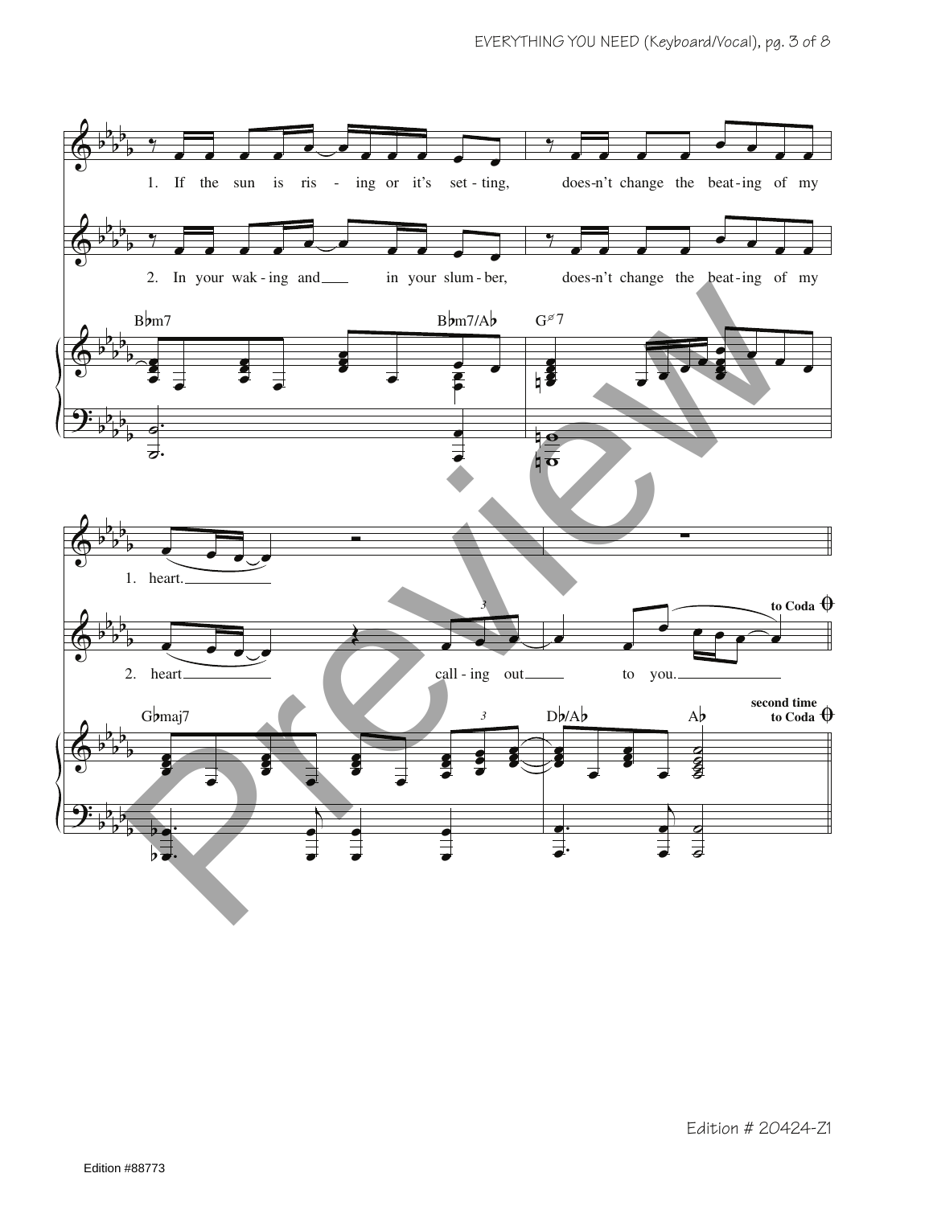1. If the sun is ris - ing or it's set - ting, does-n't change the beat - ing of my

2. In your wak - ing and ___ in your slum - ber, does-n't change the beat - ing of my

B♭m7 B♭m7/A♭ G°7

1. heart. ___

2. heart ___ call - ing out ___ to you. ___ **to Coda** 𝄌

G♭maj7 D♭/A♭ A♭ **second time to Coda** 𝄌

Edition # 20424-Z1

Edition #88773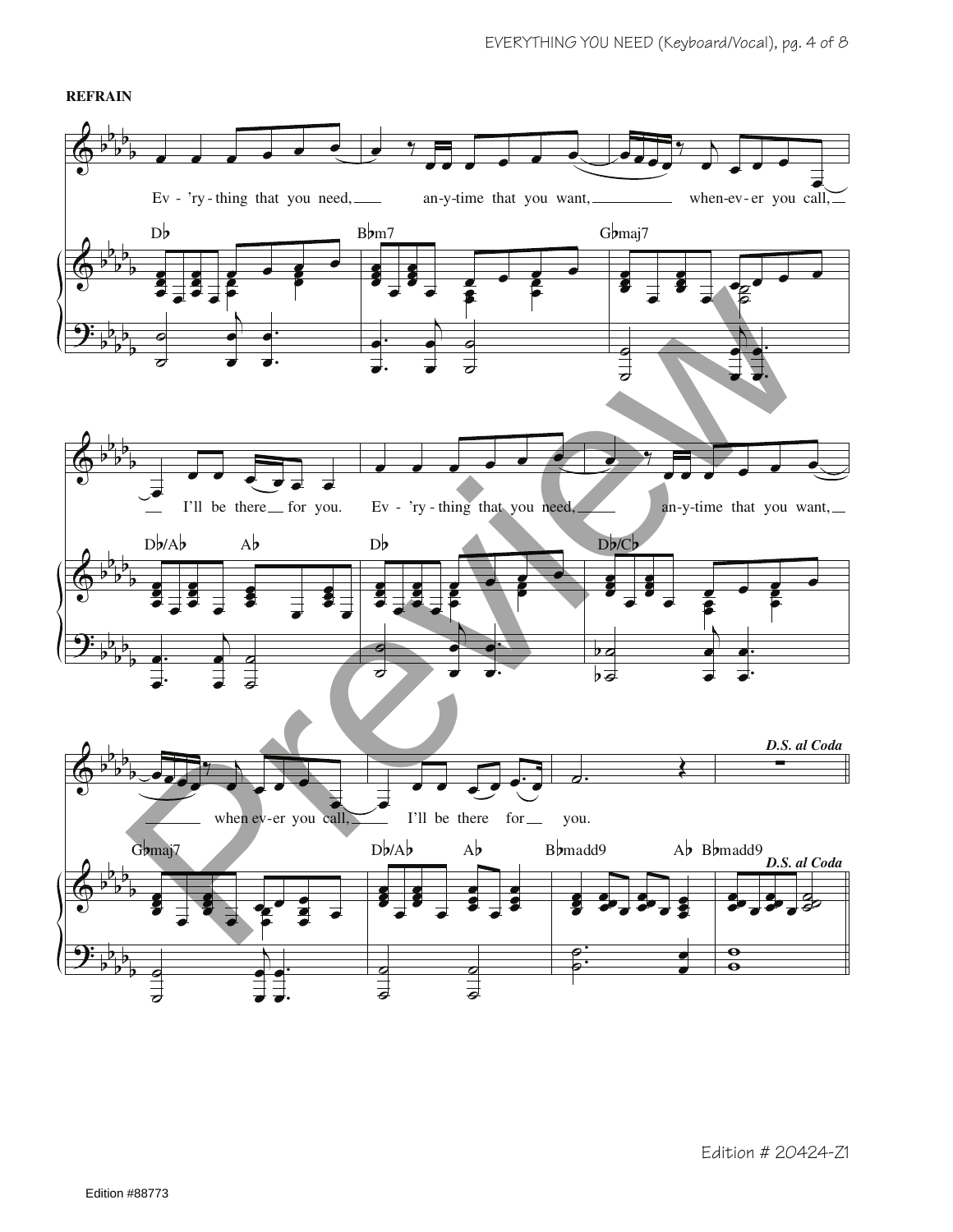**REFRAIN**

Ev - 'ry - thing that you need, an-y-time that you want, when-ev-er you call, I'll be there for you. Ev - 'ry - thing that you need, an-y-time that you want, when ev-er you call, I'll be there for you.

D♭ B♭m7 G♭maj7 D♭/A♭ A♭ D♭ D♭/C♭ G♭maj7 D♭/A♭ A♭ B♭madd9 A♭ B♭madd9

*D.S. al Coda*

Edition # 20424-Z1

Edition #88773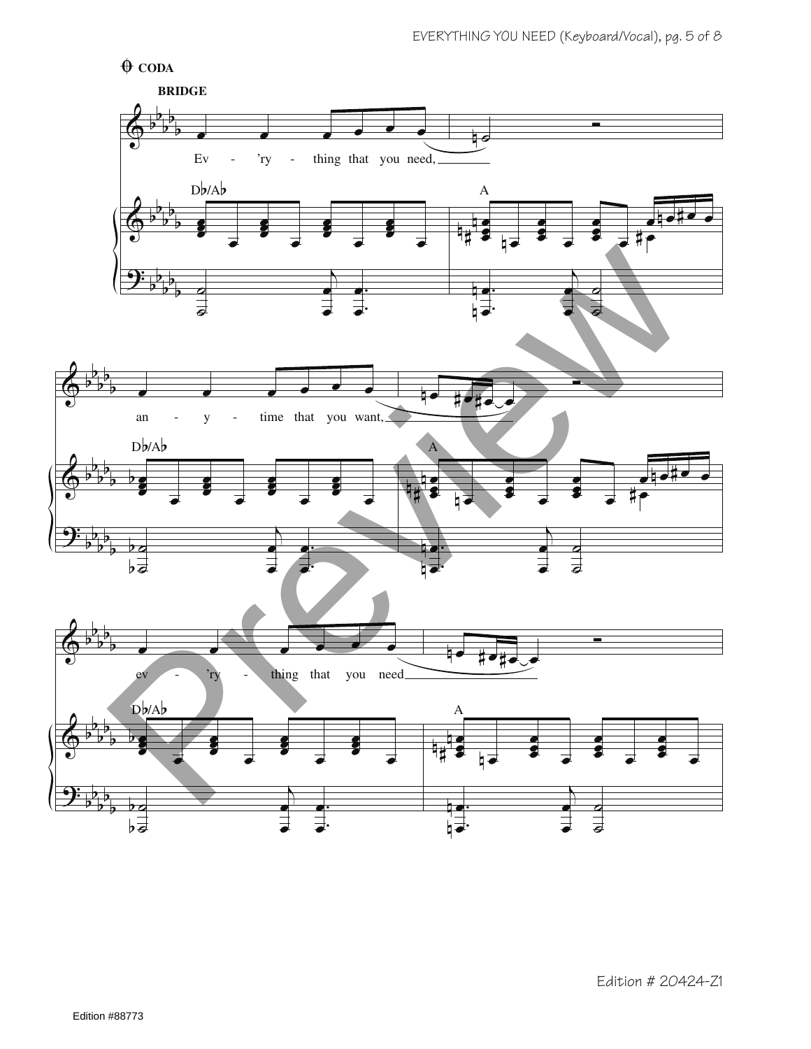CODA

**BRIDGE**

Ev - 'ry - thing that you need,

D♭/A♭ A

an - y - time that you want,

D♭/A♭ A

ev - 'ry - thing that you need

D♭/A♭ A

Edition #88773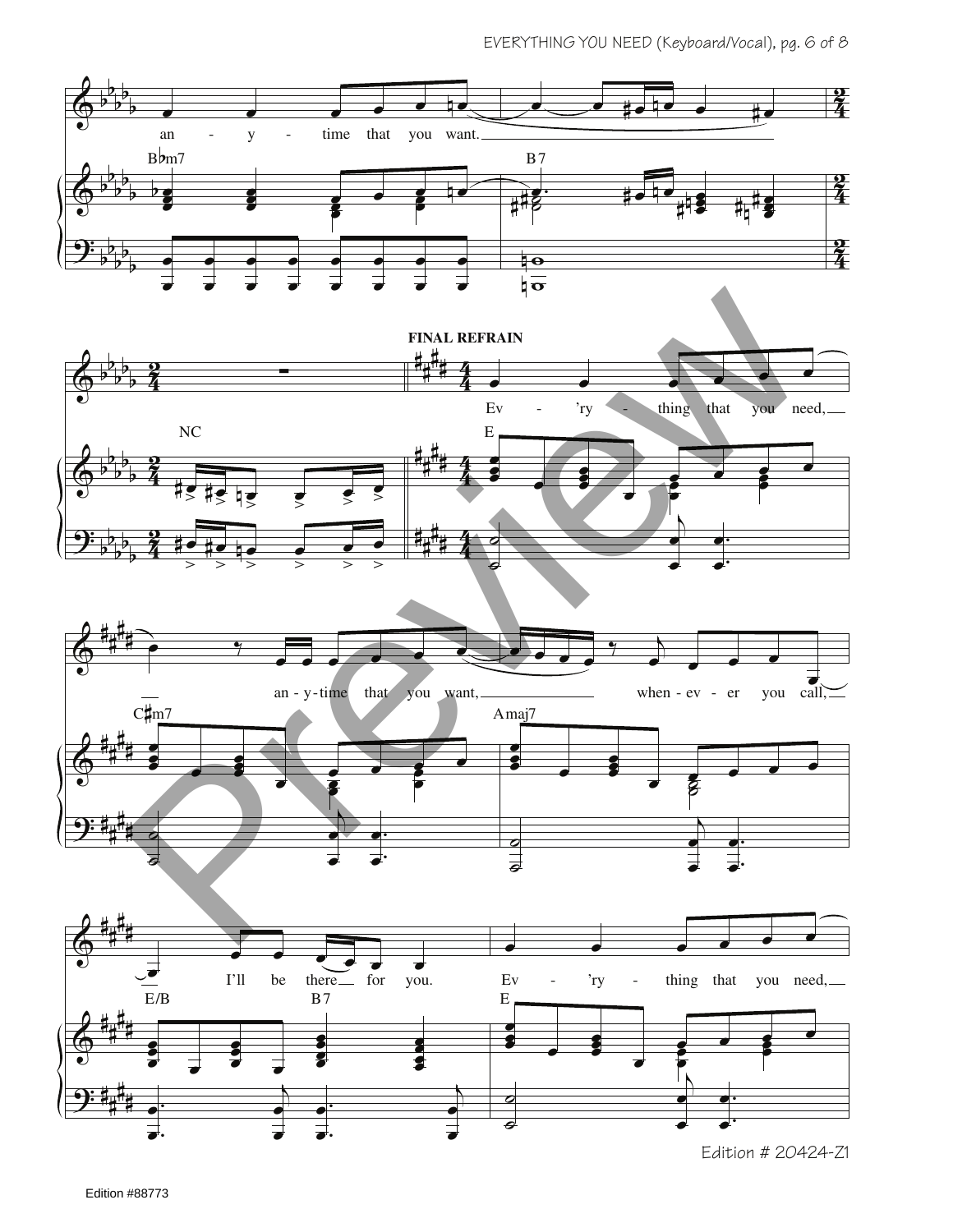an - y - time that you want.

B♭m7 B7

**FINAL REFRAIN**

NC E

Ev - 'ry - thing that you need,

C♯m7 Amaj7

an - y - time that you want, when - ev - er you call,

E/B B7 E

I'll be there for you. Ev - 'ry - thing that you need,

Edition # 20424-Z1

Edition #88773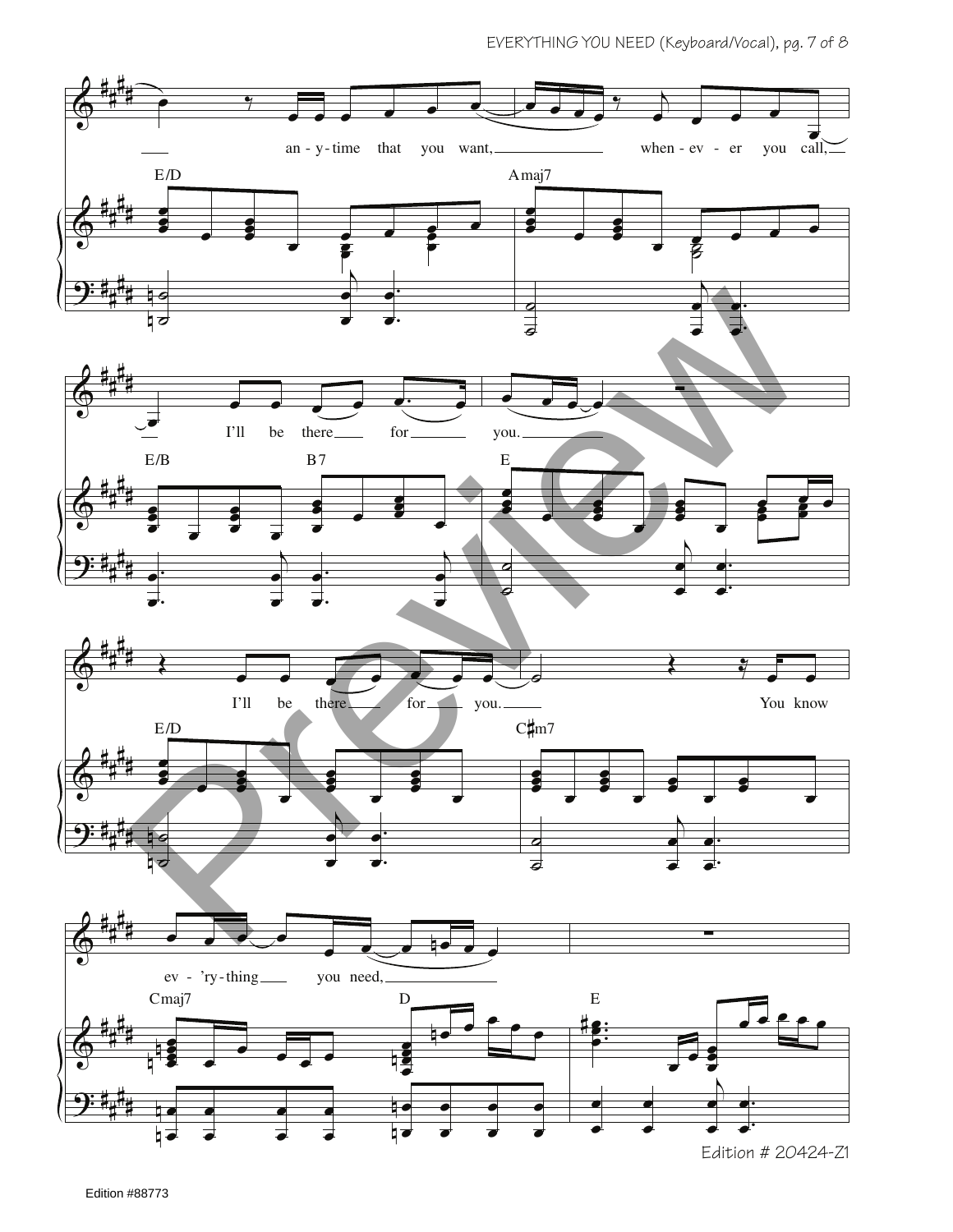any-time that you want, whenever you call, I'll be there for you. I'll be there for you. You know ev'ry-thing you need,

E/D Amaj7 E/B B7 E E/D C♯m7 Cmaj7 D E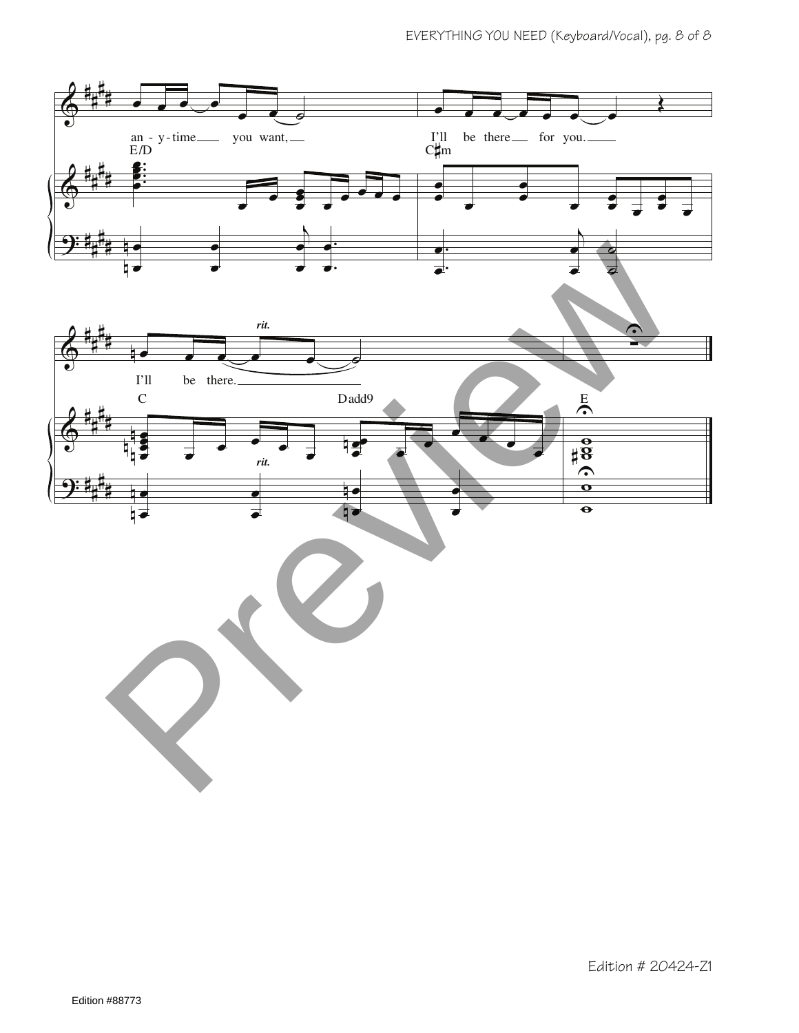an - y - time you want,

I'll be there for you.

E/D

C♯m

*rit.*

I'll be there.

C

Dadd9

E

*rit.*

Edition # 20424-Z1

Edition #88773